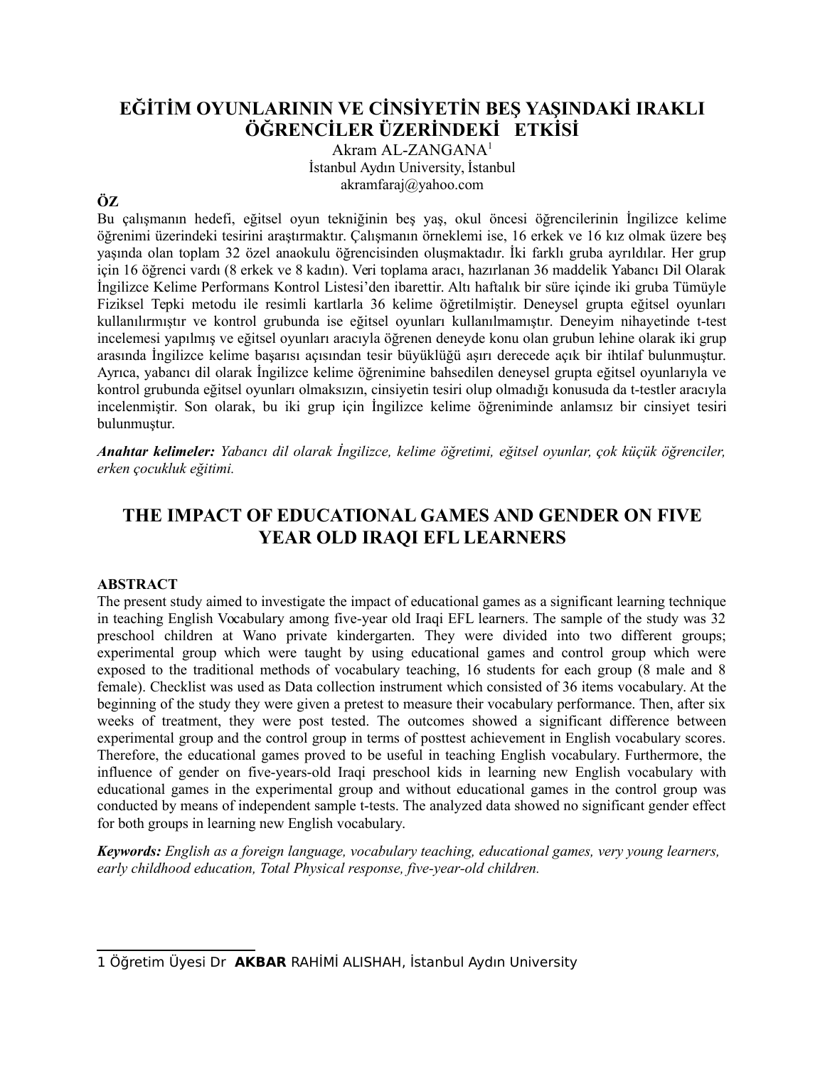# EĞİTİM OYUNLARININ VE CİNSİYETİN BEŞ YAŞINDAKİ IRAKLI ÖĞRENCİLER ÜZERİNDEKİ ETKİSİ

Akram AL-ZANGANA[1]

İstanbul Aydın University, İstanbul

akramfaraj@yahoo.com

## ÖZ

Bu çalışmanın hedefi, eğitsel oyun tekniğinin beş yaş, okul öncesi öğrencilerinin İngilizce kelime öğrenimi üzerindeki tesirini araştırmaktır. Çalışmanın örneklemi ise, 16 erkek ve 16 kız olmak üzere beş yaşında olan toplam 32 özel anaokulu öğrencisinden oluşmaktadır. İki farklı gruba ayrıldılar. Her grup için 16 öğrenci vardı (8 erkek ve 8 kadın). Veri toplama aracı, hazırlanan 36 maddelik Yabancı Dil Olarak İngilizce Kelime Performans Kontrol Listesi'den ibarettir. Altı haftalık bir süre içinde iki gruba Tümüyle Fiziksel Tepki metodu ile resimli kartlarla 36 kelime öğretilmiştir. Deneysel grupta eğitsel oyunları kullanılırmıştır ve kontrol grubunda ise eğitsel oyunları kullanılmamıştır. Deneyim nihayetinde t-test incelemesi yapılmış ve eğitsel oyunları aracıyla öğrenen deneyde konu olan grubun lehine olarak iki grup arasında İngilizce kelime başarısı açısından tesir büyüklüğü aşırı derecede açık bir ihtilaf bulunmuştur. Ayrıca, yabancı dil olarak İngilizce kelime öğrenimine bahsedilen deneysel grupta eğitsel oyunlarıyla ve kontrol grubunda eğitsel oyunları olmaksızın, cinsiyetin tesiri olup olmadığı konusuda da t-testler aracıyla incelenmiştir. Son olarak, bu iki grup için İngilizce kelime öğreniminde anlamsız bir cinsiyet tesiri bulunmuştur.

***Anahtar kelimeler:*** *Yabancı dil olarak İngilizce, kelime öğretimi, eğitsel oyunlar, çok küçük öğrenciler, erken çocukluk eğitimi.*

# THE IMPACT OF EDUCATIONAL GAMES AND GENDER ON FIVE YEAR OLD IRAQI EFL LEARNERS

## ABSTRACT

The present study aimed to investigate the impact of educational games as a significant learning technique in teaching English Vocabulary among five-year old Iraqi EFL learners. The sample of the study was 32 preschool children at Wano private kindergarten. They were divided into two different groups; experimental group which were taught by using educational games and control group which were exposed to the traditional methods of vocabulary teaching, 16 students for each group (8 male and 8 female). Checklist was used as Data collection instrument which consisted of 36 items vocabulary. At the beginning of the study they were given a pretest to measure their vocabulary performance. Then, after six weeks of treatment, they were post tested. The outcomes showed a significant difference between experimental group and the control group in terms of posttest achievement in English vocabulary scores. Therefore, the educational games proved to be useful in teaching English vocabulary. Furthermore, the influence of gender on five-years-old Iraqi preschool kids in learning new English vocabulary with educational games in the experimental group and without educational games in the control group was conducted by means of independent sample t-tests. The analyzed data showed no significant gender effect for both groups in learning new English vocabulary.

***Keywords:*** *English as a foreign language, vocabulary teaching, educational games, very young learners, early childhood education, Total Physical response, five-year-old children.*

---

1 Öğretim Üyesi Dr **AKBAR** RAHİMİ ALISHAH, İstanbul Aydın University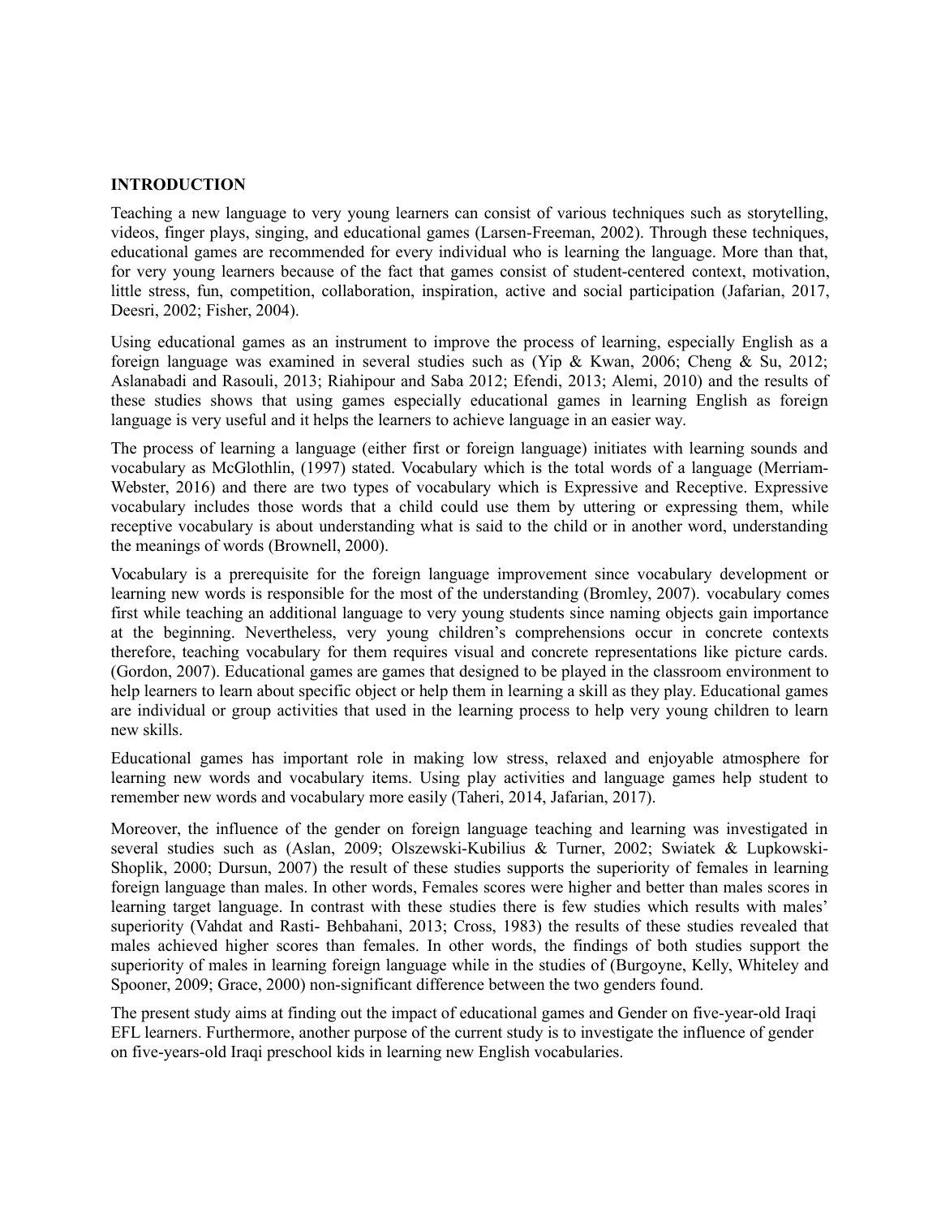## INTRODUCTION

Teaching a new language to very young learners can consist of various techniques such as storytelling, videos, finger plays, singing, and educational games (Larsen-Freeman, 2002). Through these techniques, educational games are recommended for every individual who is learning the language. More than that, for very young learners because of the fact that games consist of student-centered context, motivation, little stress, fun, competition, collaboration, inspiration, active and social participation (Jafarian, 2017, Deesri, 2002; Fisher, 2004).

Using educational games as an instrument to improve the process of learning, especially English as a foreign language was examined in several studies such as (Yip & Kwan, 2006; Cheng & Su, 2012; Aslanabadi and Rasouli, 2013; Riahipour and Saba 2012; Efendi, 2013; Alemi, 2010) and the results of these studies shows that using games especially educational games in learning English as foreign language is very useful and it helps the learners to achieve language in an easier way.

The process of learning a language (either first or foreign language) initiates with learning sounds and vocabulary as McGlothlin, (1997) stated. Vocabulary which is the total words of a language (Merriam-Webster, 2016) and there are two types of vocabulary which is Expressive and Receptive. Expressive vocabulary includes those words that a child could use them by uttering or expressing them, while receptive vocabulary is about understanding what is said to the child or in another word, understanding the meanings of words (Brownell, 2000).

Vocabulary is a prerequisite for the foreign language improvement since vocabulary development or learning new words is responsible for the most of the understanding (Bromley, 2007). vocabulary comes first while teaching an additional language to very young students since naming objects gain importance at the beginning. Nevertheless, very young children's comprehensions occur in concrete contexts therefore, teaching vocabulary for them requires visual and concrete representations like picture cards. (Gordon, 2007). Educational games are games that designed to be played in the classroom environment to help learners to learn about specific object or help them in learning a skill as they play. Educational games are individual or group activities that used in the learning process to help very young children to learn new skills.

Educational games has important role in making low stress, relaxed and enjoyable atmosphere for learning new words and vocabulary items. Using play activities and language games help student to remember new words and vocabulary more easily (Taheri, 2014, Jafarian, 2017).

Moreover, the influence of the gender on foreign language teaching and learning was investigated in several studies such as (Aslan, 2009; Olszewski-Kubilius & Turner, 2002; Swiatek & Lupkowski-Shoplik, 2000; Dursun, 2007) the result of these studies supports the superiority of females in learning foreign language than males. In other words, Females scores were higher and better than males scores in learning target language. In contrast with these studies there is few studies which results with males' superiority (Vahdat and Rasti- Behbahani, 2013; Cross, 1983) the results of these studies revealed that males achieved higher scores than females. In other words, the findings of both studies support the superiority of males in learning foreign language while in the studies of (Burgoyne, Kelly, Whiteley and Spooner, 2009; Grace, 2000) non-significant difference between the two genders found.

The present study aims at finding out the impact of educational games and Gender on five-year-old Iraqi EFL learners. Furthermore, another purpose of the current study is to investigate the influence of gender on five-years-old Iraqi preschool kids in learning new English vocabularies.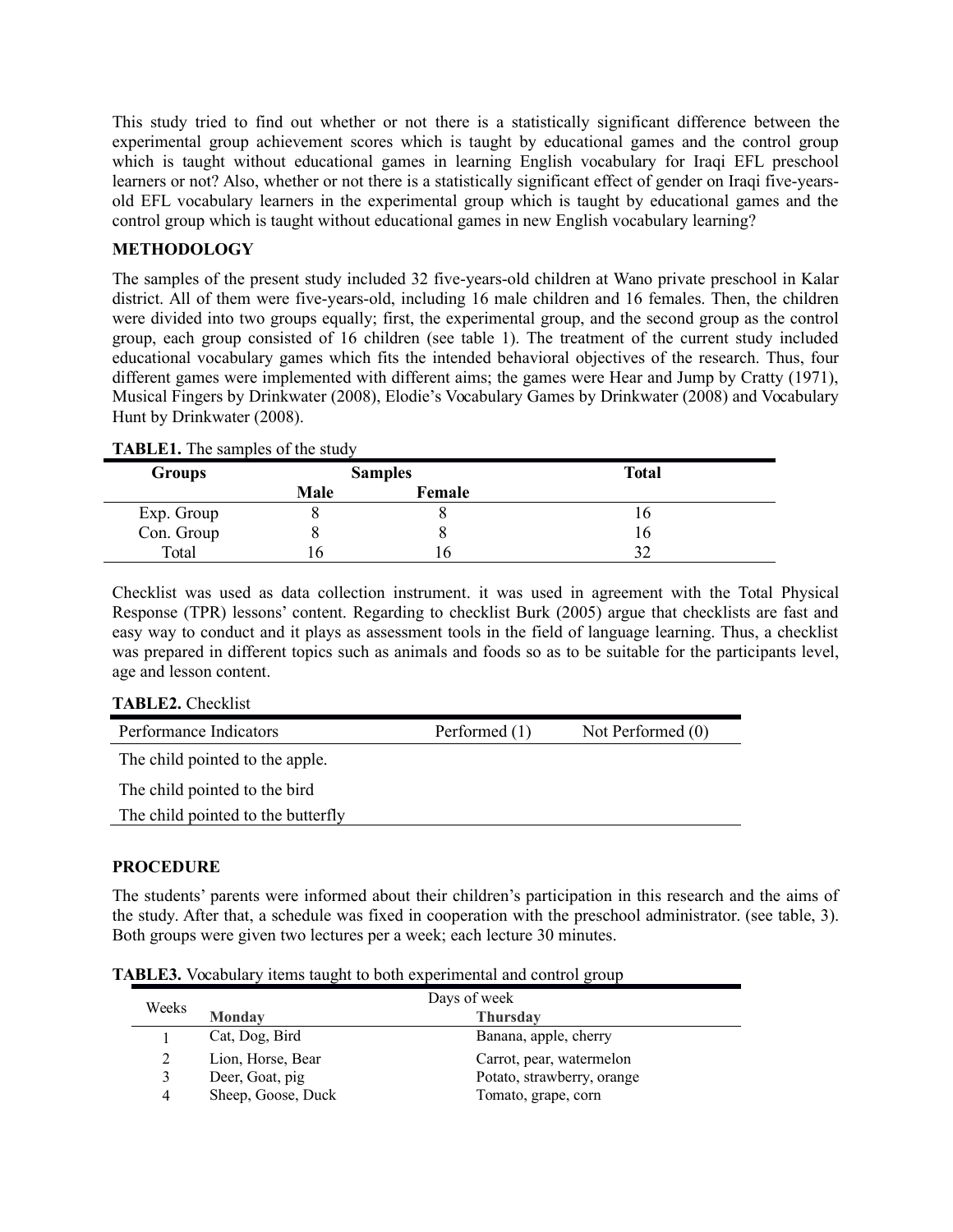This study tried to find out whether or not there is a statistically significant difference between the experimental group achievement scores which is taught by educational games and the control group which is taught without educational games in learning English vocabulary for Iraqi EFL preschool learners or not? Also, whether or not there is a statistically significant effect of gender on Iraqi five-years-old EFL vocabulary learners in the experimental group which is taught by educational games and the control group which is taught without educational games in new English vocabulary learning?

## METHODOLOGY

The samples of the present study included 32 five-years-old children at Wano private preschool in Kalar district. All of them were five-years-old, including 16 male children and 16 females. Then, the children were divided into two groups equally; first, the experimental group, and the second group as the control group, each group consisted of 16 children (see table 1). The treatment of the current study included educational vocabulary games which fits the intended behavioral objectives of the research. Thus, four different games were implemented with different aims; the games were Hear and Jump by Cratty (1971), Musical Fingers by Drinkwater (2008), Elodie's Vocabulary Games by Drinkwater (2008) and Vocabulary Hunt by Drinkwater (2008).

**TABLE1.** The samples of the study

| Groups | Samples | | Total |
|---|---|---|---|
| | **Male** | **Female** | |
| Exp. Group | 8 | 8 | 16 |
| Con. Group | 8 | 8 | 16 |
| Total | 16 | 16 | 32 |

Checklist was used as data collection instrument. it was used in agreement with the Total Physical Response (TPR) lessons' content. Regarding to checklist Burk (2005) argue that checklists are fast and easy way to conduct and it plays as assessment tools in the field of language learning. Thus, a checklist was prepared in different topics such as animals and foods so as to be suitable for the participants level, age and lesson content.

**TABLE2.** Checklist

| Performance Indicators | Performed (1) | Not Performed (0) |
|---|---|---|
| The child pointed to the apple. | | |
| The child pointed to the bird | | |
| The child pointed to the butterfly | | |

## PROCEDURE

The students' parents were informed about their children's participation in this research and the aims of the study. After that, a schedule was fixed in cooperation with the preschool administrator. (see table, 3). Both groups were given two lectures per a week; each lecture 30 minutes.

**TABLE3.** Vocabulary items taught to both experimental and control group

| Weeks | Days of week | |
|---|---|---|
| | **Monday** | **Thursday** |
| 1 | Cat, Dog, Bird | Banana, apple, cherry |
| 2 | Lion, Horse, Bear | Carrot, pear, watermelon |
| 3 | Deer, Goat, pig | Potato, strawberry, orange |
| 4 | Sheep, Goose, Duck | Tomato, grape, corn |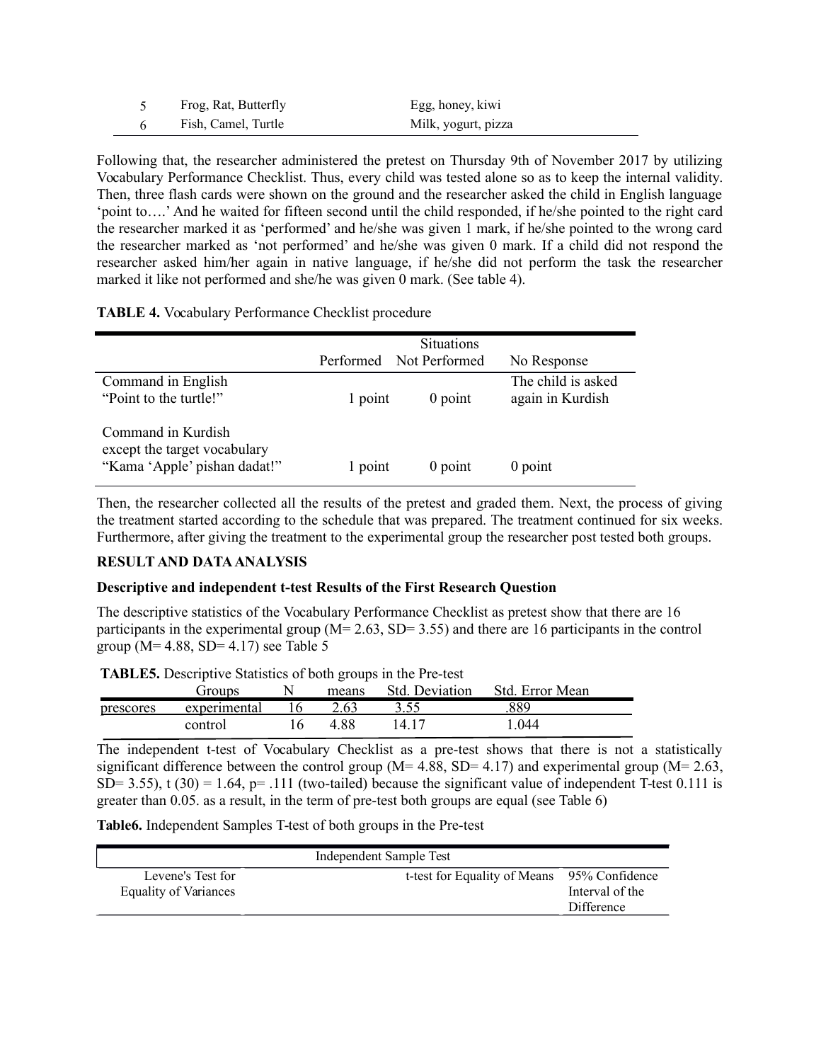| | | |
|---|---|---|
| 5 | Frog, Rat, Butterfly | Egg, honey, kiwi |
| 6 | Fish, Camel, Turtle | Milk, yogurt, pizza |

Following that, the researcher administered the pretest on Thursday 9th of November 2017 by utilizing Vocabulary Performance Checklist. Thus, every child was tested alone so as to keep the internal validity. Then, three flash cards were shown on the ground and the researcher asked the child in English language 'point to….' And he waited for fifteen second until the child responded, if he/she pointed to the right card the researcher marked it as 'performed' and he/she was given 1 mark, if he/she pointed to the wrong card the researcher marked as 'not performed' and he/she was given 0 mark. If a child did not respond the researcher asked him/her again in native language, if he/she did not perform the task the researcher marked it like not performed and she/he was given 0 mark. (See table 4).

**TABLE 4.** Vocabulary Performance Checklist procedure

| | Situations | | |
|---|---|---|---|
| | Performed | Not Performed | No Response |
| Command in English "Point to the turtle!" | 1 point | 0 point | The child is asked again in Kurdish |
| Command in Kurdish except the target vocabulary "Kama 'Apple' pishan dadat!" | 1 point | 0 point | 0 point |

Then, the researcher collected all the results of the pretest and graded them. Next, the process of giving the treatment started according to the schedule that was prepared. The treatment continued for six weeks. Furthermore, after giving the treatment to the experimental group the researcher post tested both groups.

## RESULT AND DATA ANALYSIS

### Descriptive and independent t-test Results of the First Research Question

The descriptive statistics of the Vocabulary Performance Checklist as pretest show that there are 16 participants in the experimental group (M= 2.63, SD= 3.55) and there are 16 participants in the control group (M= 4.88, SD= 4.17) see Table 5

**TABLE5.** Descriptive Statistics of both groups in the Pre-test

| | Groups | N | means | Std. Deviation | Std. Error Mean |
|---|---|---|---|---|---|
| prescores | experimental | 16 | 2.63 | 3.55 | .889 |
| | control | 16 | 4.88 | 14.17 | 1.044 |

The independent t-test of Vocabulary Checklist as a pre-test shows that there is not a statistically significant difference between the control group (M= 4.88, SD= 4.17) and experimental group (M= 2.63, SD= 3.55), t (30) = 1.64, p= .111 (two-tailed) because the significant value of independent T-test 0.111 is greater than 0.05. as a result, in the term of pre-test both groups are equal (see Table 6)

**Table6.** Independent Samples T-test of both groups in the Pre-test

| Independent Sample Test | | |
|---|---|---|
| Levene's Test for Equality of Variances | t-test for Equality of Means | 95% Confidence Interval of the Difference |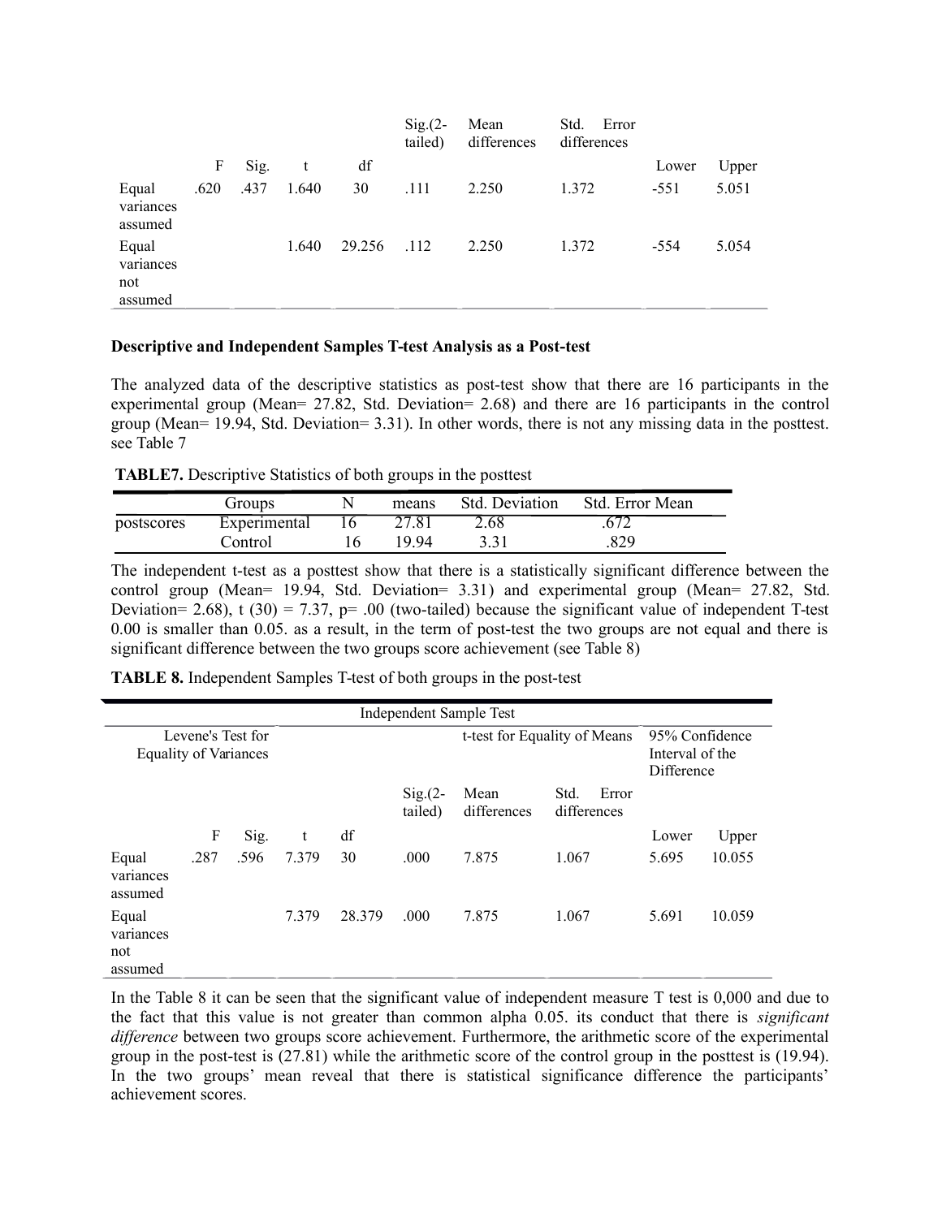| | F | Sig. | t | df | Sig.(2-tailed) | Mean differences | Std. Error differences | Lower | Upper |
|---|---|---|---|---|---|---|---|---|---|
| Equal variances assumed | .620 | .437 | 1.640 | 30 | .111 | 2.250 | 1.372 | -551 | 5.051 |
| Equal variances not assumed | | | 1.640 | 29.256 | .112 | 2.250 | 1.372 | -554 | 5.054 |

**Descriptive and Independent Samples T-test Analysis as a Post-test**

The analyzed data of the descriptive statistics as post-test show that there are 16 participants in the experimental group (Mean= 27.82, Std. Deviation= 2.68) and there are 16 participants in the control group (Mean= 19.94, Std. Deviation= 3.31). In other words, there is not any missing data in the posttest. see Table 7

**TABLE7.** Descriptive Statistics of both groups in the posttest

| | Groups | N | means | Std. Deviation | Std. Error Mean |
|---|---|---|---|---|---|
| postscores | Experimental | 16 | 27.81 | 2.68 | .672 |
| | Control | 16 | 19.94 | 3.31 | .829 |

The independent t-test as a posttest show that there is a statistically significant difference between the control group (Mean= 19.94, Std. Deviation= 3.31) and experimental group (Mean= 27.82, Std. Deviation= 2.68), t (30) = 7.37, p= .00 (two-tailed) because the significant value of independent T-test 0.00 is smaller than 0.05. as a result, in the term of post-test the two groups are not equal and there is significant difference between the two groups score achievement (see Table 8)

**TABLE 8.** Independent Samples T-test of both groups in the post-test

| Independent Sample Test | | | | | | | | | |
|---|---|---|---|---|---|---|---|---|---|
| Levene's Test for Equality of Variances | | | | | t-test for Equality of Means | | | 95% Confidence Interval of the Difference | |
| | | | | | Sig.(2-tailed) | Mean differences | Std. Error differences | | |
| | F | Sig. | t | df | | | | Lower | Upper |
| Equal variances assumed | .287 | .596 | 7.379 | 30 | .000 | 7.875 | 1.067 | 5.695 | 10.055 |
| Equal variances not assumed | | | 7.379 | 28.379 | .000 | 7.875 | 1.067 | 5.691 | 10.059 |

In the Table 8 it can be seen that the significant value of independent measure T test is 0,000 and due to the fact that this value is not greater than common alpha 0.05. its conduct that there is *significant difference* between two groups score achievement. Furthermore, the arithmetic score of the experimental group in the post-test is (27.81) while the arithmetic score of the control group in the posttest is (19.94). In the two groups' mean reveal that there is statistical significance difference the participants' achievement scores.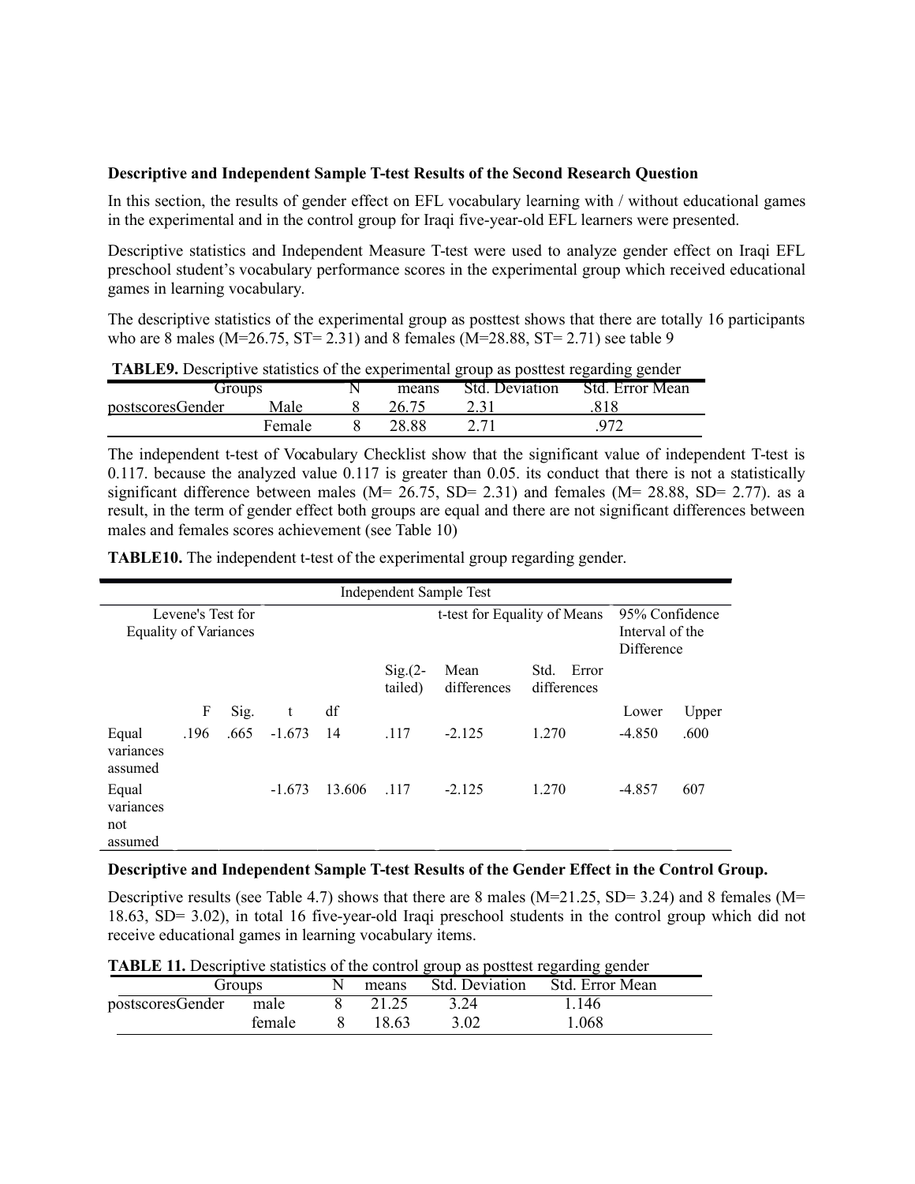**Descriptive and Independent Sample T-test Results of the Second Research Question**

In this section, the results of gender effect on EFL vocabulary learning with / without educational games in the experimental and in the control group for Iraqi five-year-old EFL learners were presented.

Descriptive statistics and Independent Measure T-test were used to analyze gender effect on Iraqi EFL preschool student's vocabulary performance scores in the experimental group which received educational games in learning vocabulary.

The descriptive statistics of the experimental group as posttest shows that there are totally 16 participants who are 8 males (M=26.75, ST= 2.31) and 8 females (M=28.88, ST= 2.71) see table 9

**TABLE9.** Descriptive statistics of the experimental group as posttest regarding gender

| Groups | | N | means | Std. Deviation | Std. Error Mean |
|---|---|---|---|---|---|
| postscoresGender | Male | 8 | 26.75 | 2.31 | .818 |
| | Female | 8 | 28.88 | 2.71 | .972 |

The independent t-test of Vocabulary Checklist show that the significant value of independent T-test is 0.117. because the analyzed value 0.117 is greater than 0.05. its conduct that there is not a statistically significant difference between males (M= 26.75, SD= 2.31) and females (M= 28.88, SD= 2.77). as a result, in the term of gender effect both groups are equal and there are not significant differences between males and females scores achievement (see Table 10)

**TABLE10.** The independent t-test of the experimental group regarding gender.

| Independent Sample Test | | | | | | | | | |
|---|---|---|---|---|---|---|---|---|---|
| | Levene's Test for Equality of Variances | | t-test for Equality of Means | | | | | 95% Confidence Interval of the Difference | |
| | | | | | Sig.(2-tailed) | Mean differences | Std. Error differences | | |
| | F | Sig. | t | df | | | | Lower | Upper |
| Equal variances assumed | .196 | .665 | -1.673 | 14 | .117 | -2.125 | 1.270 | -4.850 | .600 |
| Equal variances not assumed | | | -1.673 | 13.606 | .117 | -2.125 | 1.270 | -4.857 | 607 |

**Descriptive and Independent Sample T-test Results of the Gender Effect in the Control Group.**

Descriptive results (see Table 4.7) shows that there are 8 males (M=21.25, SD= 3.24) and 8 females (M= 18.63, SD= 3.02), in total 16 five-year-old Iraqi preschool students in the control group which did not receive educational games in learning vocabulary items.

**TABLE 11.** Descriptive statistics of the control group as posttest regarding gender

| Groups | | N | means | Std. Deviation | Std. Error Mean |
|---|---|---|---|---|---|
| postscoresGender | male | 8 | 21.25 | 3.24 | 1.146 |
| | female | 8 | 18.63 | 3.02 | 1.068 |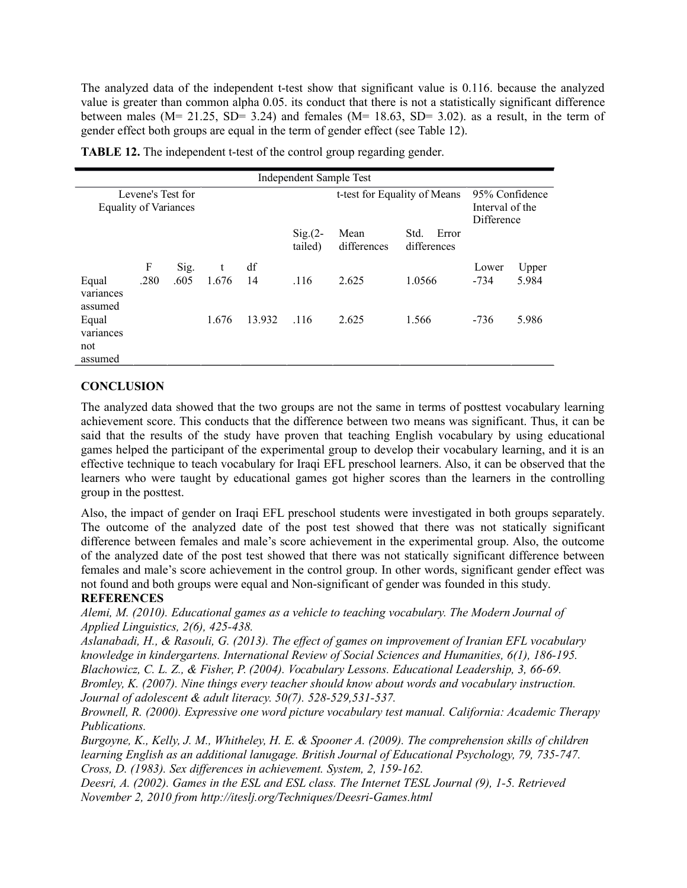The analyzed data of the independent t-test show that significant value is 0.116. because the analyzed value is greater than common alpha 0.05. its conduct that there is not a statistically significant difference between males (M= 21.25, SD= 3.24) and females (M= 18.63, SD= 3.02). as a result, in the term of gender effect both groups are equal in the term of gender effect (see Table 12).

**TABLE 12.** The independent t-test of the control group regarding gender.

| Independent Sample Test | | | | | | | | | |
|---|---|---|---|---|---|---|---|---|---|
| Levene's Test for Equality of Variances | | | | | t-test for Equality of Means | | | 95% Confidence Interval of the Difference | |
| | | | | | Sig.(2-tailed) | Mean differences | Std. Error differences | | |
| | F | Sig. | t | df | | | | Lower | Upper |
| Equal variances assumed | .280 | .605 | 1.676 | 14 | .116 | 2.625 | 1.0566 | -734 | 5.984 |
| Equal variances not assumed | | | 1.676 | 13.932 | .116 | 2.625 | 1.566 | -736 | 5.986 |

## CONCLUSION

The analyzed data showed that the two groups are not the same in terms of posttest vocabulary learning achievement score. This conducts that the difference between two means was significant. Thus, it can be said that the results of the study have proven that teaching English vocabulary by using educational games helped the participant of the experimental group to develop their vocabulary learning, and it is an effective technique to teach vocabulary for Iraqi EFL preschool learners. Also, it can be observed that the learners who were taught by educational games got higher scores than the learners in the controlling group in the posttest.

Also, the impact of gender on Iraqi EFL preschool students were investigated in both groups separately. The outcome of the analyzed date of the post test showed that there was not statically significant difference between females and male's score achievement in the experimental group. Also, the outcome of the analyzed date of the post test showed that there was not statically significant difference between females and male's score achievement in the control group. In other words, significant gender effect was not found and both groups were equal and Non-significant of gender was founded in this study.

## REFERENCES

*Alemi, M. (2010). Educational games as a vehicle to teaching vocabulary. The Modern Journal of Applied Linguistics, 2(6), 425-438.*

*Aslanabadi, H., & Rasouli, G. (2013). The effect of games on improvement of Iranian EFL vocabulary knowledge in kindergartens. International Review of Social Sciences and Humanities, 6(1), 186-195.*

*Blachowicz, C. L. Z., & Fisher, P. (2004). Vocabulary Lessons. Educational Leadership, 3, 66-69.*

*Bromley, K. (2007). Nine things every teacher should know about words and vocabulary instruction. Journal of adolescent & adult literacy. 50(7). 528-529,531-537.*

*Brownell, R. (2000). Expressive one word picture vocabulary test manual. California: Academic Therapy Publications.*

*Burgoyne, K., Kelly, J. M., Whiteley, H. E. & Spooner A. (2009). The comprehension skills of children learning English as an additional lanugage. British Journal of Educational Psychology, 79, 735-747.*

*Cross, D. (1983). Sex differences in achievement. System, 2, 159-162.*

*Deesri, A. (2002). Games in the ESL and ESL class. The Internet TESL Journal (9), 1-5. Retrieved November 2, 2010 from http://iteslj.org/Techniques/Deesri-Games.html*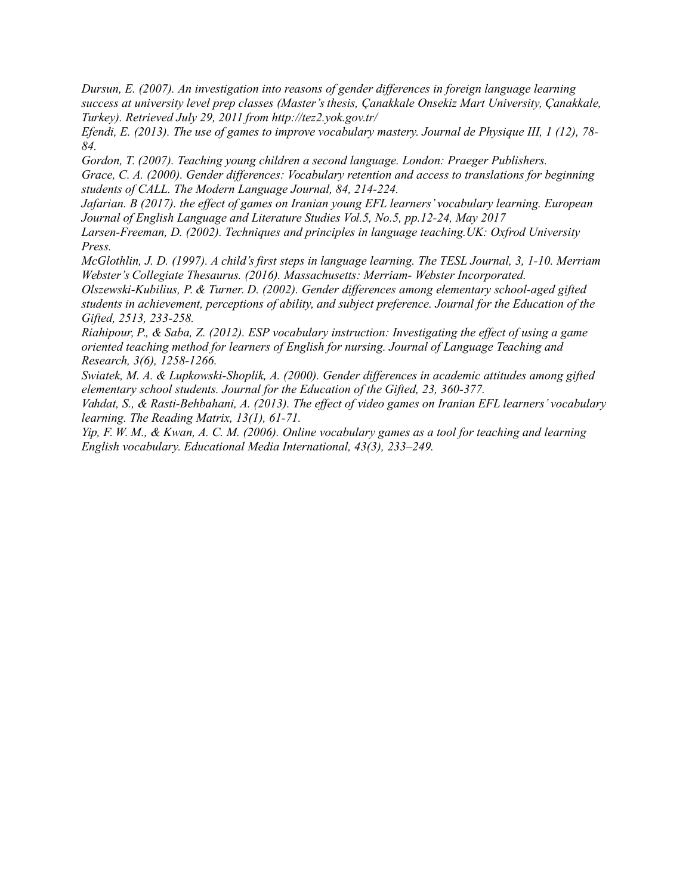*Dursun, E. (2007). An investigation into reasons of gender differences in foreign language learning success at university level prep classes (Master's thesis, Çanakkale Onsekiz Mart University, Çanakkale, Turkey). Retrieved July 29, 2011 from http://tez2.yok.gov.tr/*

*Efendi, E. (2013). The use of games to improve vocabulary mastery. Journal de Physique III, 1 (12), 78-84.*

*Gordon, T. (2007). Teaching young children a second language. London: Praeger Publishers.*

*Grace, C. A. (2000). Gender differences: Vocabulary retention and access to translations for beginning students of CALL. The Modern Language Journal, 84, 214-224.*

*Jafarian. B (2017). the effect of games on Iranian young EFL learners' vocabulary learning. European Journal of English Language and Literature Studies Vol.5, No.5, pp.12-24, May 2017*

*Larsen-Freeman, D. (2002). Techniques and principles in language teaching.UK: Oxfrod University Press.*

*McGlothlin, J. D. (1997). A child's first steps in language learning. The TESL Journal, 3, 1-10. Merriam Webster's Collegiate Thesaurus. (2016). Massachusetts: Merriam- Webster Incorporated.*

*Olszewski-Kubilius, P. & Turner. D. (2002). Gender differences among elementary school-aged gifted students in achievement, perceptions of ability, and subject preference. Journal for the Education of the Gifted, 2513, 233-258.*

*Riahipour, P., & Saba, Z. (2012). ESP vocabulary instruction: Investigating the effect of using a game oriented teaching method for learners of English for nursing. Journal of Language Teaching and Research, 3(6), 1258-1266.*

*Swiatek, M. A. & Lupkowski-Shoplik, A. (2000). Gender differences in academic attitudes among gifted elementary school students. Journal for the Education of the Gifted, 23, 360-377.*

*Vahdat, S., & Rasti-Behbahani, A. (2013). The effect of video games on Iranian EFL learners' vocabulary learning. The Reading Matrix, 13(1), 61-71.*

*Yip, F. W. M., & Kwan, A. C. M. (2006). Online vocabulary games as a tool for teaching and learning English vocabulary. Educational Media International, 43(3), 233–249.*